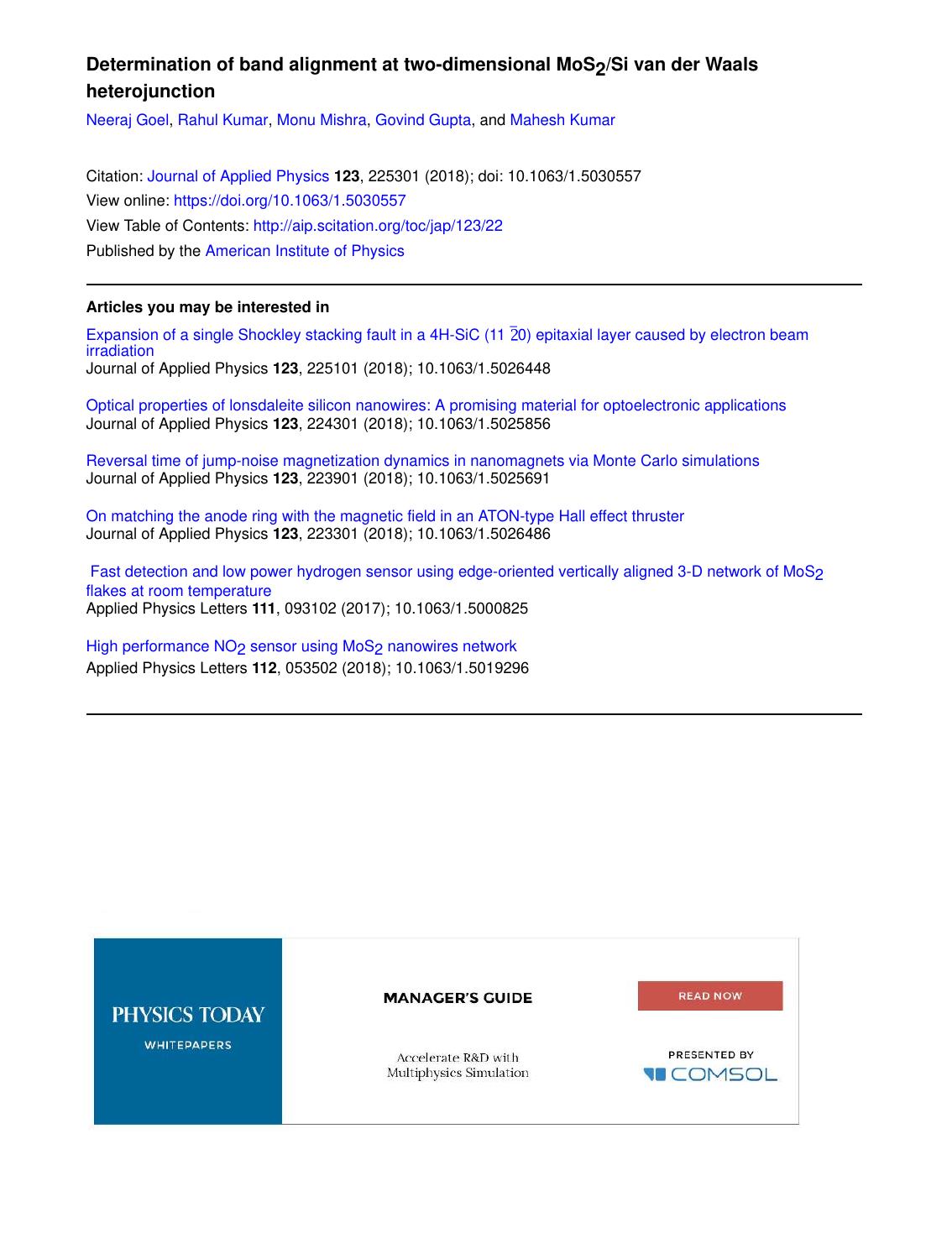# Determination of band alignment at two-dimensional $MoS_2$/Si van der Waals heterojunction

Neeraj Goel, Rahul Kumar, Monu Mishra, Govind Gupta, and Mahesh Kumar

Citation: Journal of Applied Physics **123**, 225301 (2018); doi: 10.1063/1.5030557
View online: https://doi.org/10.1063/1.5030557
View Table of Contents: http://aip.scitation.org/toc/jap/123/22
Published by the American Institute of Physics

---

**Articles you may be interested in**

Expansion of a single Shockley stacking fault in a 4H-SiC (11 $\bar{2}$0) epitaxial layer caused by electron beam irradiation
Journal of Applied Physics **123**, 225101 (2018); 10.1063/1.5026448

Optical properties of lonsdaleite silicon nanowires: A promising material for optoelectronic applications
Journal of Applied Physics **123**, 224301 (2018); 10.1063/1.5025856

Reversal time of jump-noise magnetization dynamics in nanomagnets via Monte Carlo simulations
Journal of Applied Physics **123**, 223901 (2018); 10.1063/1.5025691

On matching the anode ring with the magnetic field in an ATON-type Hall effect thruster
Journal of Applied Physics **123**, 223301 (2018); 10.1063/1.5026486

Fast detection and low power hydrogen sensor using edge-oriented vertically aligned 3-D network of $MoS_2$ flakes at room temperature
Applied Physics Letters **111**, 093102 (2017); 10.1063/1.5000825

High performance $NO_2$ sensor using $MoS_2$ nanowires network
Applied Physics Letters **112**, 053502 (2018); 10.1063/1.5019296

---

PHYSICS TODAY WHITEPAPERS

MANAGER'S GUIDE

Accelerate R&D with Multiphysics Simulation

READ NOW

PRESENTED BY COMSOL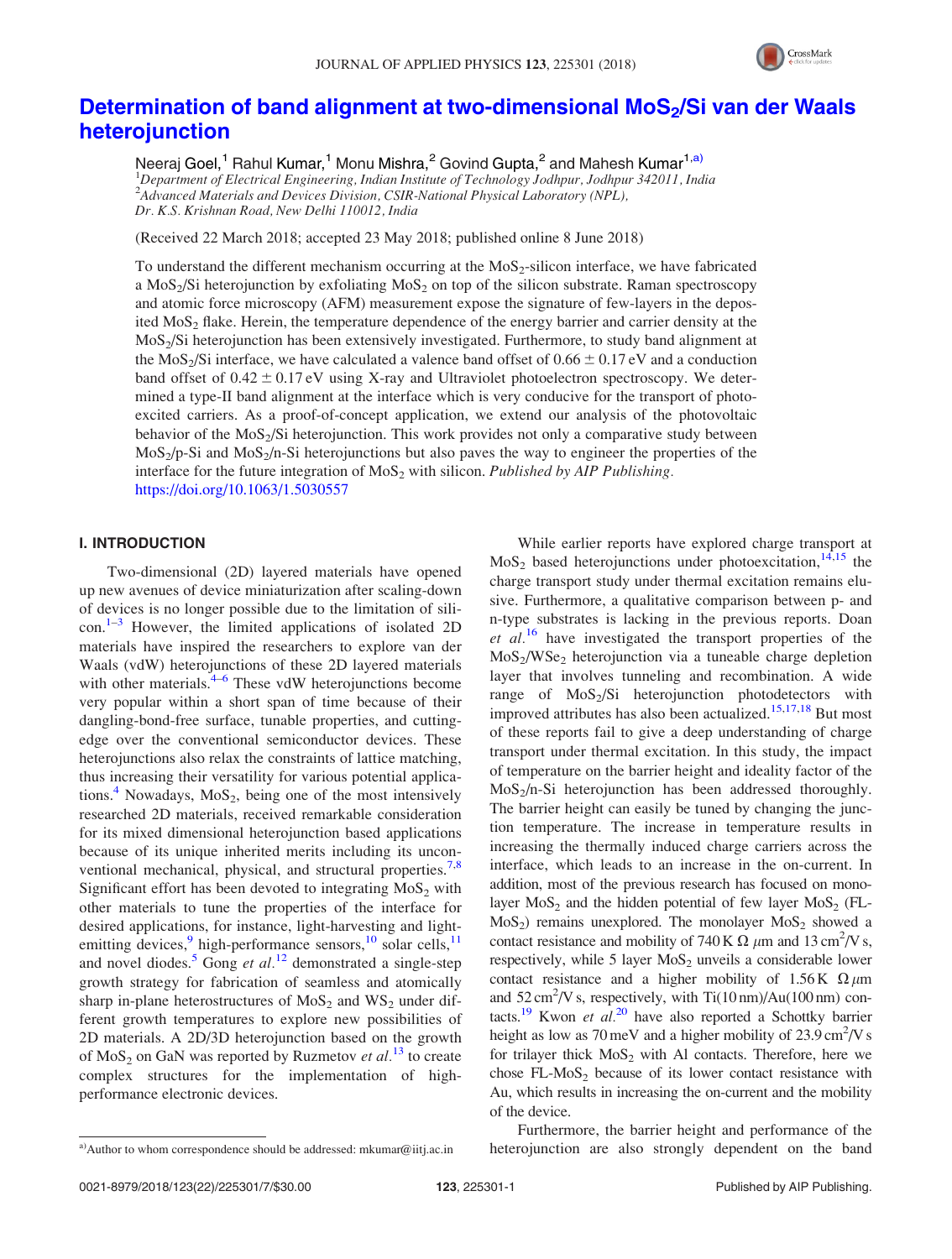# Determination of band alignment at two-dimensional $MoS_2$/Si van der Waals heterojunction

Neeraj Goel,[1] Rahul Kumar,[1] Monu Mishra,[2] Govind Gupta,[2] and Mahesh Kumar[1,a)]

[1]*Department of Electrical Engineering, Indian Institute of Technology Jodhpur, Jodhpur 342011, India*
[2]*Advanced Materials and Devices Division, CSIR-National Physical Laboratory (NPL), Dr. K.S. Krishnan Road, New Delhi 110012, India*

(Received 22 March 2018; accepted 23 May 2018; published online 8 June 2018)

To understand the different mechanism occurring at the $MoS_2$-silicon interface, we have fabricated a $MoS_2$/Si heterojunction by exfoliating $MoS_2$ on top of the silicon substrate. Raman spectroscopy and atomic force microscopy (AFM) measurement expose the signature of few-layers in the deposited $MoS_2$ flake. Herein, the temperature dependence of the energy barrier and carrier density at the $MoS_2$/Si heterojunction has been extensively investigated. Furthermore, to study band alignment at the $MoS_2$/Si interface, we have calculated a valence band offset of $0.66 \pm 0.17$ eV and a conduction band offset of $0.42 \pm 0.17$ eV using X-ray and Ultraviolet photoelectron spectroscopy. We determined a type-II band alignment at the interface which is very conducive for the transport of photoexcited carriers. As a proof-of-concept application, we extend our analysis of the photovoltaic behavior of the $MoS_2$/Si heterojunction. This work provides not only a comparative study between $MoS_2$/p-Si and $MoS_2$/n-Si heterojunctions but also paves the way to engineer the properties of the interface for the future integration of $MoS_2$ with silicon. *Published by AIP Publishing.* https://doi.org/10.1063/1.5030557

## I. INTRODUCTION

Two-dimensional (2D) layered materials have opened up new avenues of device miniaturization after scaling-down of devices is no longer possible due to the limitation of silicon.[1–3] However, the limited applications of isolated 2D materials have inspired the researchers to explore van der Waals (vdW) heterojunctions of these 2D layered materials with other materials.[4–6] These vdW heterojunctions become very popular within a short span of time because of their dangling-bond-free surface, tunable properties, and cutting-edge over the conventional semiconductor devices. These heterojunctions also relax the constraints of lattice matching, thus increasing their versatility for various potential applications.[4] Nowadays, $MoS_2$, being one of the most intensively researched 2D materials, received remarkable consideration for its mixed dimensional heterojunction based applications because of its unique inherited merits including its unconventional mechanical, physical, and structural properties.[7,8] Significant effort has been devoted to integrating $MoS_2$ with other materials to tune the properties of the interface for desired applications, for instance, light-harvesting and light-emitting devices,[9] high-performance sensors,[10] solar cells,[11] and novel diodes.[5] Gong *et al.*[12] demonstrated a single-step growth strategy for fabrication of seamless and atomically sharp in-plane heterostructures of $MoS_2$ and $WS_2$ under different growth temperatures to explore new possibilities of 2D materials. A 2D/3D heterojunction based on the growth of $MoS_2$ on GaN was reported by Ruzmetov *et al.*[13] to create complex structures for the implementation of high-performance electronic devices.

While earlier reports have explored charge transport at $MoS_2$ based heterojunctions under photoexcitation,[14,15] the charge transport study under thermal excitation remains elusive. Furthermore, a qualitative comparison between p- and n-type substrates is lacking in the previous reports. Doan *et al.*[16] have investigated the transport properties of the $MoS_2$/$WSe_2$ heterojunction via a tuneable charge depletion layer that involves tunneling and recombination. A wide range of $MoS_2$/Si heterojunction photodetectors with improved attributes has also been actualized.[15,17,18] But most of these reports fail to give a deep understanding of charge transport under thermal excitation. In this study, the impact of temperature on the barrier height and ideality factor of the $MoS_2$/n-Si heterojunction has been addressed thoroughly. The barrier height can easily be tuned by changing the junction temperature. The increase in temperature results in increasing the thermally induced charge carriers across the interface, which leads to an increase in the on-current. In addition, most of the previous research has focused on monolayer $MoS_2$ and the hidden potential of few layer $MoS_2$ (FL-$MoS_2$) remains unexplored. The monolayer $MoS_2$ showed a contact resistance and mobility of 740 K $\Omega$ $\mu$m and 13 $cm^2$/V s, respectively, while 5 layer $MoS_2$ unveils a considerable lower contact resistance and a higher mobility of 1.56 K $\Omega$ $\mu$m and 52 $cm^2$/V s, respectively, with Ti(10 nm)/Au(100 nm) contacts.[19] Kwon *et al.*[20] have also reported a Schottky barrier height as low as 70 meV and a higher mobility of 23.9 $cm^2$/V s for trilayer thick $MoS_2$ with Al contacts. Therefore, here we chose FL-$MoS_2$ because of its lower contact resistance with Au, which results in increasing the on-current and the mobility of the device.

Furthermore, the barrier height and performance of the heterojunction are also strongly dependent on the band

a)Author to whom correspondence should be addressed: mkumar@iitj.ac.in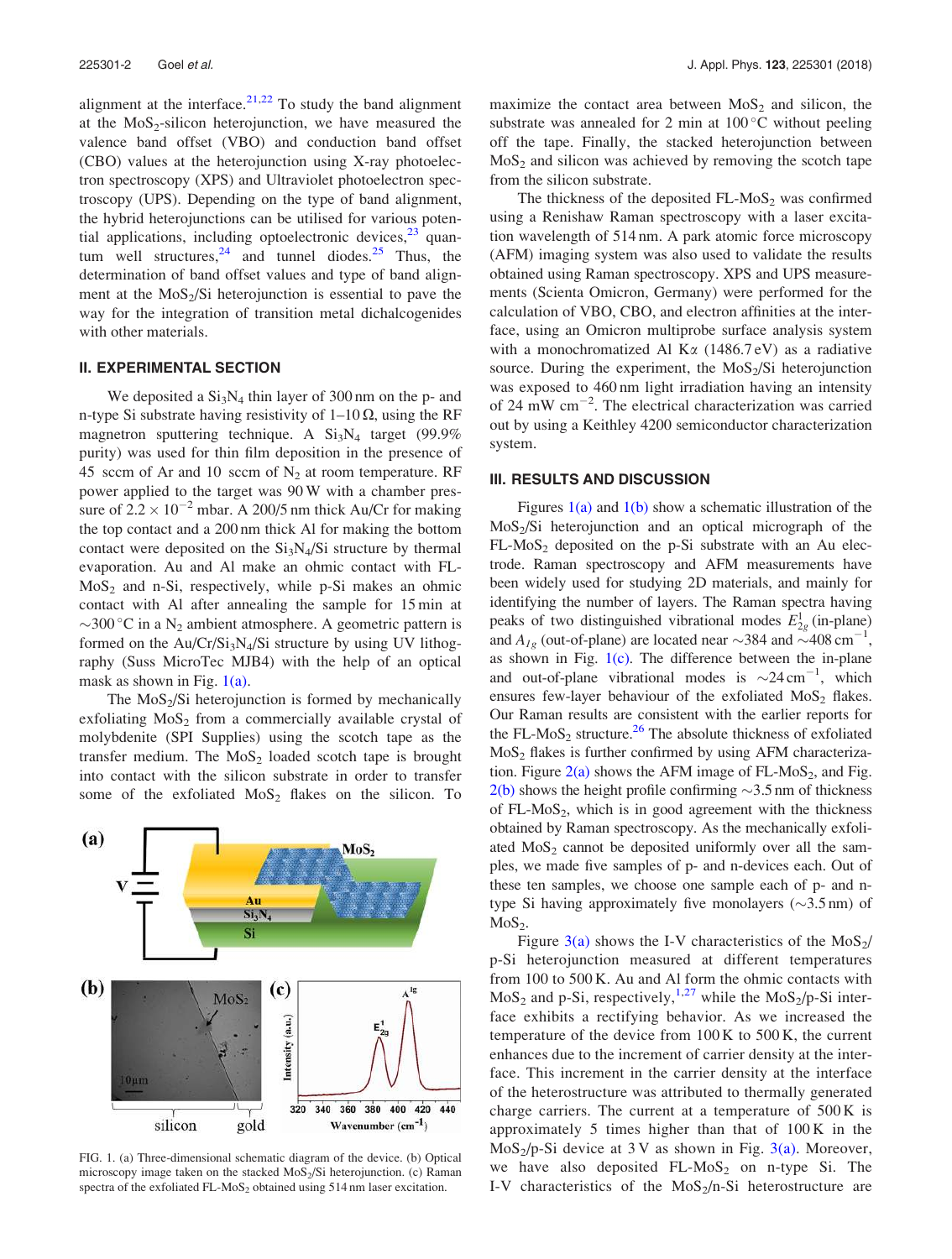alignment at the interface.[21,22] To study the band alignment at the $MoS_2$-silicon heterojunction, we have measured the valence band offset (VBO) and conduction band offset (CBO) values at the heterojunction using X-ray photoelectron spectroscopy (XPS) and Ultraviolet photoelectron spectroscopy (UPS). Depending on the type of band alignment, the hybrid heterojunctions can be utilised for various potential applications, including optoelectronic devices,[23] quantum well structures,[24] and tunnel diodes.[25] Thus, the determination of band offset values and type of band alignment at the $MoS_2$/Si heterojunction is essential to pave the way for the integration of transition metal dichalcogenides with other materials.

## II. EXPERIMENTAL SECTION

We deposited a $Si_3N_4$ thin layer of 300 nm on the p- and n-type Si substrate having resistivity of 1–10 Ω, using the RF magnetron sputtering technique. A $Si_3N_4$ target (99.9% purity) was used for thin film deposition in the presence of 45 sccm of Ar and 10 sccm of $N_2$ at room temperature. RF power applied to the target was 90 W with a chamber pressure of $2.2 \times 10^{-2}$ mbar. A 200/5 nm thick Au/Cr for making the top contact and a 200 nm thick Al for making the bottom contact were deposited on the $Si_3N_4$/Si structure by thermal evaporation. Au and Al make an ohmic contact with FL-$MoS_2$ and n-Si, respectively, while p-Si makes an ohmic contact with Al after annealing the sample for 15 min at $\sim$300 °C in a $N_2$ ambient atmosphere. A geometric pattern is formed on the Au/Cr/$Si_3N_4$/Si structure by using UV lithography (Suss MicroTec MJB4) with the help of an optical mask as shown in Fig. 1(a).

The $MoS_2$/Si heterojunction is formed by mechanically exfoliating $MoS_2$ from a commercially available crystal of molybdenite (SPI Supplies) using the scotch tape as the transfer medium. The $MoS_2$ loaded scotch tape is brought into contact with the silicon substrate in order to transfer some of the exfoliated $MoS_2$ flakes on the silicon. To maximize the contact area between $MoS_2$ and silicon, the substrate was annealed for 2 min at 100 °C without peeling off the tape. Finally, the stacked heterojunction between $MoS_2$ and silicon was achieved by removing the scotch tape from the silicon substrate.

The thickness of the deposited FL-$MoS_2$ was confirmed using a Renishaw Raman spectroscopy with a laser excitation wavelength of 514 nm. A park atomic force microscopy (AFM) imaging system was also used to validate the results obtained using Raman spectroscopy. XPS and UPS measurements (Scienta Omicron, Germany) were performed for the calculation of VBO, CBO, and electron affinities at the interface, using an Omicron multiprobe surface analysis system with a monochromatized Al Kα (1486.7 eV) as a radiative source. During the experiment, the $MoS_2$/Si heterojunction was exposed to 460 nm light irradiation having an intensity of 24 mW $cm^{-2}$. The electrical characterization was carried out by using a Keithley 4200 semiconductor characterization system.

FIG. 1. (a) Three-dimensional schematic diagram of the device. (b) Optical microscopy image taken on the stacked $MoS_2$/Si heterojunction. (c) Raman spectra of the exfoliated FL-$MoS_2$ obtained using 514 nm laser excitation.

## III. RESULTS AND DISCUSSION

Figures 1(a) and 1(b) show a schematic illustration of the $MoS_2$/Si heterojunction and an optical micrograph of the FL-$MoS_2$ deposited on the p-Si substrate with an Au electrode. Raman spectroscopy and AFM measurements have been widely used for studying 2D materials, and mainly for identifying the number of layers. The Raman spectra having peaks of two distinguished vibrational modes $E^1_{2g}$ (in-plane) and $A_{1g}$ (out-of-plane) are located near $\sim$384 and $\sim$408 $cm^{-1}$, as shown in Fig. 1(c). The difference between the in-plane and out-of-plane vibrational modes is $\sim$24 $cm^{-1}$, which ensures few-layer behaviour of the exfoliated $MoS_2$ flakes. Our Raman results are consistent with the earlier reports for the FL-$MoS_2$ structure.[26] The absolute thickness of exfoliated $MoS_2$ flakes is further confirmed by using AFM characterization. Figure 2(a) shows the AFM image of FL-$MoS_2$, and Fig. 2(b) shows the height profile confirming $\sim$3.5 nm of thickness of FL-$MoS_2$, which is in good agreement with the thickness obtained by Raman spectroscopy. As the mechanically exfoliated $MoS_2$ cannot be deposited uniformly over all the samples, we made five samples of p- and n-devices each. Out of these ten samples, we choose one sample each of p- and n-type Si having approximately five monolayers ($\sim$3.5 nm) of $MoS_2$.

Figure 3(a) shows the I-V characteristics of the $MoS_2$/p-Si heterojunction measured at different temperatures from 100 to 500 K. Au and Al form the ohmic contacts with $MoS_2$ and p-Si, respectively,[1,27] while the $MoS_2$/p-Si interface exhibits a rectifying behavior. As we increased the temperature of the device from 100 K to 500 K, the current enhances due to the increment of carrier density at the interface. This increment in the carrier density at the interface of the heterostructure was attributed to thermally generated charge carriers. The current at a temperature of 500 K is approximately 5 times higher than that of 100 K in the $MoS_2$/p-Si device at 3 V as shown in Fig. 3(a). Moreover, we have also deposited FL-$MoS_2$ on n-type Si. The I-V characteristics of the $MoS_2$/n-Si heterostructure are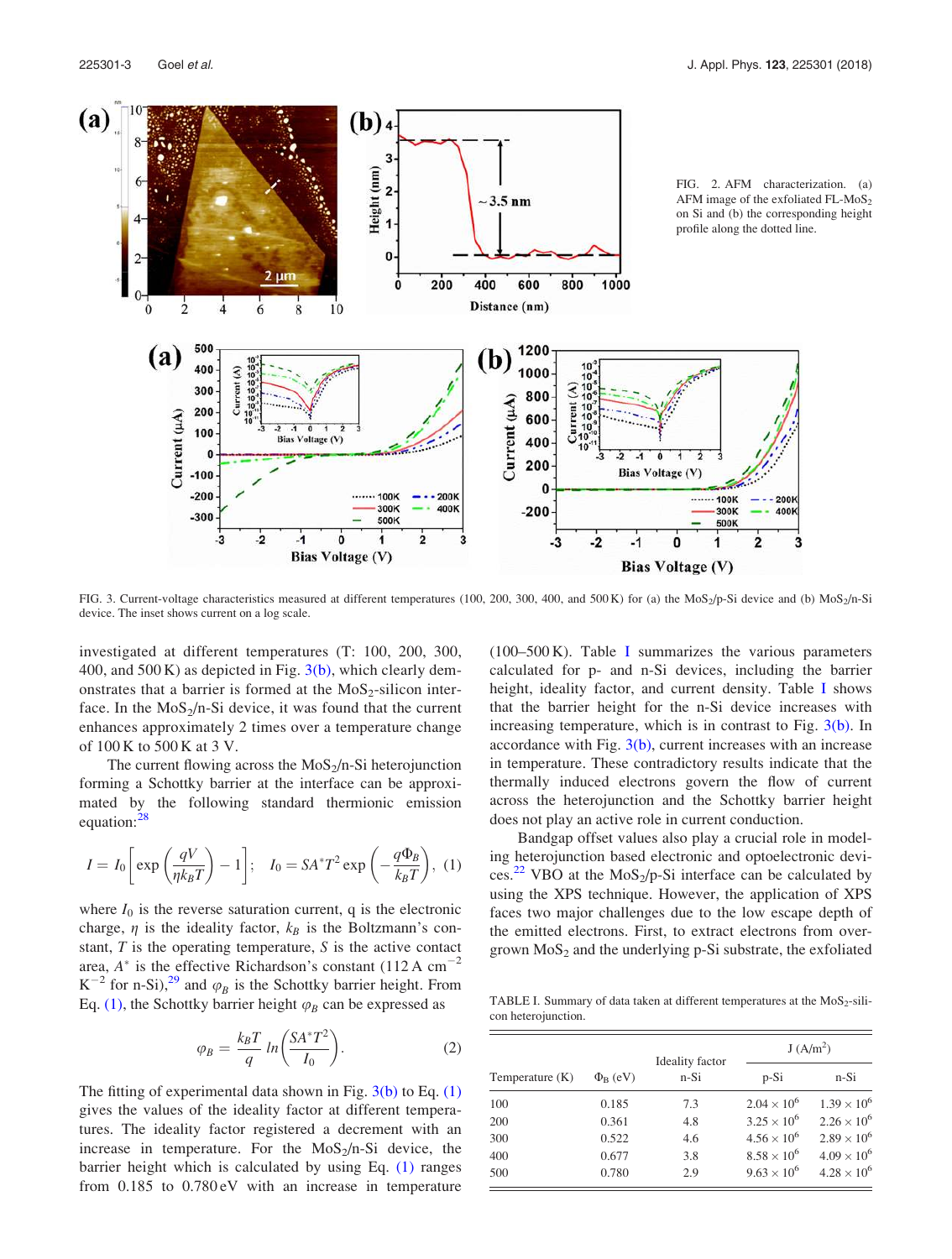FIG. 2. AFM characterization. (a) AFM image of the exfoliated FL-$MoS_2$ on Si and (b) the corresponding height profile along the dotted line.

FIG. 3. Current-voltage characteristics measured at different temperatures (100, 200, 300, 400, and 500 K) for (a) the $MoS_2$/p-Si device and (b) $MoS_2$/n-Si device. The inset shows current on a log scale.

investigated at different temperatures (T: 100, 200, 300, 400, and 500 K) as depicted in Fig. 3(b), which clearly demonstrates that a barrier is formed at the $MoS_2$-silicon interface. In the $MoS_2$/n-Si device, it was found that the current enhances approximately 2 times over a temperature change of 100 K to 500 K at 3 V.

The current flowing across the $MoS_2$/n-Si heterojunction forming a Schottky barrier at the interface can be approximated by the following standard thermionic emission equation:[28]

$$I = I_0\left[\exp\left(\frac{qV}{\eta k_B T}\right) - 1\right]; \quad I_0 = SA^*T^2\exp\left(-\frac{q\Phi_B}{k_B T}\right), \quad (1)$$

where $I_0$ is the reverse saturation current, q is the electronic charge, $\eta$ is the ideality factor, $k_B$ is the Boltzmann's constant, $T$ is the operating temperature, $S$ is the active contact area, $A^*$ is the effective Richardson's constant (112 A $cm^{-2}$ $K^{-2}$ for n-Si),[29] and $\varphi_B$ is the Schottky barrier height. From Eq. (1), the Schottky barrier height $\varphi_B$ can be expressed as

$$\varphi_B = \frac{k_B T}{q}\ ln\left(\frac{SA^*T^2}{I_0}\right). \quad (2)$$

The fitting of experimental data shown in Fig. 3(b) to Eq. (1) gives the values of the ideality factor at different temperatures. The ideality factor registered a decrement with an increase in temperature. For the $MoS_2$/n-Si device, the barrier height which is calculated by using Eq. (1) ranges from 0.185 to 0.780 eV with an increase in temperature (100–500 K). Table I summarizes the various parameters calculated for p- and n-Si devices, including the barrier height, ideality factor, and current density. Table I shows that the barrier height for the n-Si device increases with increasing temperature, which is in contrast to Fig. 3(b). In accordance with Fig. 3(b), current increases with an increase in temperature. These contradictory results indicate that the thermally induced electrons govern the flow of current across the heterojunction and the Schottky barrier height does not play an active role in current conduction.

Bandgap offset values also play a crucial role in modeling heterojunction based electronic and optoelectronic devices.[22] VBO at the $MoS_2$/p-Si interface can be calculated by using the XPS technique. However, the application of XPS faces two major challenges due to the low escape depth of the emitted electrons. First, to extract electrons from overgrown $MoS_2$ and the underlying p-Si substrate, the exfoliated

TABLE I. Summary of data taken at different temperatures at the $MoS_2$-silicon heterojunction.

| Temperature (K) | $\Phi_B$ (eV) | Ideality factor n-Si | J (A/$m^2$) p-Si | J (A/$m^2$) n-Si |
|---|---|---|---|---|
| 100 | 0.185 | 7.3 | $2.04 \times 10^6$ | $1.39 \times 10^6$ |
| 200 | 0.361 | 4.8 | $3.25 \times 10^6$ | $2.26 \times 10^6$ |
| 300 | 0.522 | 4.6 | $4.56 \times 10^6$ | $2.89 \times 10^6$ |
| 400 | 0.677 | 3.8 | $8.58 \times 10^6$ | $4.09 \times 10^6$ |
| 500 | 0.780 | 2.9 | $9.63 \times 10^6$ | $4.28 \times 10^6$ |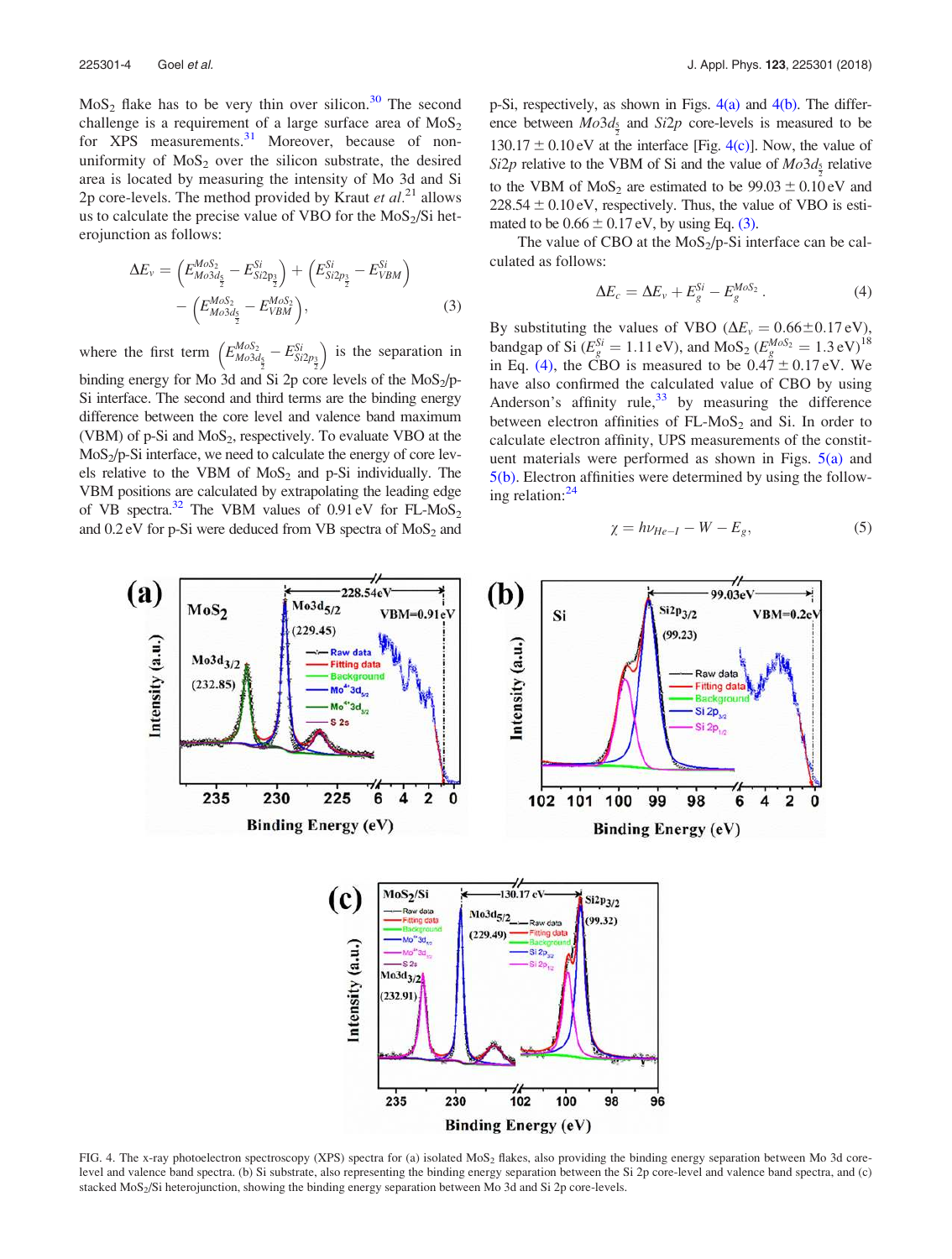$MoS_2$ flake has to be very thin over silicon.[30] The second challenge is a requirement of a large surface area of $MoS_2$ for XPS measurements.[31] Moreover, because of non-uniformity of $MoS_2$ over the silicon substrate, the desired area is located by measuring the intensity of Mo 3d and Si 2p core-levels. The method provided by Kraut *et al.*[21] allows us to calculate the precise value of VBO for the $MoS_2$/Si heterojunction as follows:

$$\Delta E_v = \left(E^{MoS_2}_{Mo3d_{\frac{5}{2}}} - E^{Si}_{Si2p_{\frac{3}{2}}}\right) + \left(E^{Si}_{Si2p_{\frac{3}{2}}} - E^{Si}_{VBM}\right) - \left(E^{MoS_2}_{Mo3d_{\frac{5}{2}}} - E^{MoS_2}_{VBM}\right), \quad (3)$$

where the first term $\left(E^{MoS_2}_{Mo3d_{\frac{5}{2}}} - E^{Si}_{Si2p_{\frac{3}{2}}}\right)$ is the separation in binding energy for Mo 3d and Si 2p core levels of the $MoS_2$/p-Si interface. The second and third terms are the binding energy difference between the core level and valence band maximum (VBM) of p-Si and $MoS_2$, respectively. To evaluate VBO at the $MoS_2$/p-Si interface, we need to calculate the energy of core levels relative to the VBM of $MoS_2$ and p-Si individually. The VBM positions are calculated by extrapolating the leading edge of VB spectra.[32] The VBM values of 0.91 eV for FL-$MoS_2$ and 0.2 eV for p-Si were deduced from VB spectra of $MoS_2$ and p-Si, respectively, as shown in Figs. 4(a) and 4(b). The difference between $Mo3d_{\frac{5}{2}}$ and $Si2p$ core-levels is measured to be $130.17 \pm 0.10$ eV at the interface [Fig. 4(c)]. Now, the value of $Si2p$ relative to the VBM of Si and the value of $Mo3d_{\frac{5}{2}}$ relative to the VBM of $MoS_2$ are estimated to be $99.03 \pm 0.10$ eV and $228.54 \pm 0.10$ eV, respectively. Thus, the value of VBO is estimated to be $0.66 \pm 0.17$ eV, by using Eq. (3).

The value of CBO at the $MoS_2$/p-Si interface can be calculated as follows:

$$\Delta E_c = \Delta E_v + E^{Si}_g - E^{MoS_2}_g. \quad (4)$$

By substituting the values of VBO ($\Delta E_v = 0.66 \pm 0.17$ eV), bandgap of Si ($E^{Si}_g = 1.11$ eV), and $MoS_2$ ($E^{MoS_2}_g = 1.3$ eV)[18] in Eq. (4), the CBO is measured to be $0.47 \pm 0.17$ eV. We have also confirmed the calculated value of CBO by using Anderson's affinity rule,[33] by measuring the difference between electron affinities of FL-$MoS_2$ and Si. In order to calculate electron affinity, UPS measurements of the constituent materials were performed as shown in Figs. 5(a) and 5(b). Electron affinities were determined by using the following relation:[24]

$$\chi = h\nu_{He-I} - W - E_g, \quad (5)$$

FIG. 4. The x-ray photoelectron spectroscopy (XPS) spectra for (a) isolated $MoS_2$ flakes, also providing the binding energy separation between Mo 3d core-level and valence band spectra. (b) Si substrate, also representing the binding energy separation between the Si 2p core-level and valence band spectra, and (c) stacked $MoS_2$/Si heterojunction, showing the binding energy separation between Mo 3d and Si 2p core-levels.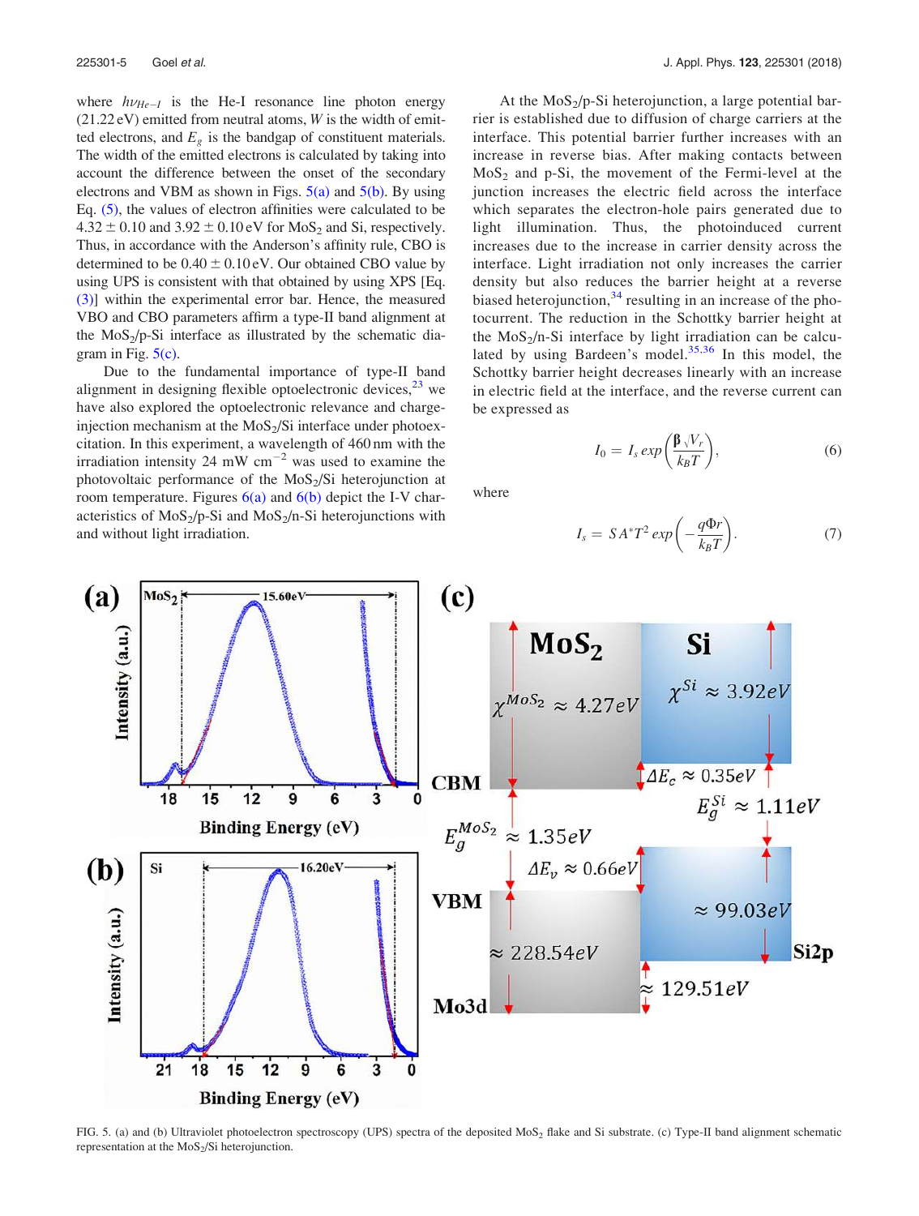where $h\nu_{He-I}$ is the He-I resonance line photon energy (21.22 eV) emitted from neutral atoms, $W$ is the width of emitted electrons, and $E_g$ is the bandgap of constituent materials. The width of the emitted electrons is calculated by taking into account the difference between the onset of the secondary electrons and VBM as shown in Figs. 5(a) and 5(b). By using Eq. (5), the values of electron affinities were calculated to be $4.32 \pm 0.10$ and $3.92 \pm 0.10$ eV for $MoS_2$ and Si, respectively. Thus, in accordance with the Anderson's affinity rule, CBO is determined to be $0.40 \pm 0.10$ eV. Our obtained CBO value by using UPS is consistent with that obtained by using XPS [Eq. (3)] within the experimental error bar. Hence, the measured VBO and CBO parameters affirm a type-II band alignment at the $MoS_2$/p-Si interface as illustrated by the schematic diagram in Fig. 5(c).

Due to the fundamental importance of type-II band alignment in designing flexible optoelectronic devices,[23] we have also explored the optoelectronic relevance and charge-injection mechanism at the $MoS_2$/Si interface under photoexcitation. In this experiment, a wavelength of 460 nm with the irradiation intensity 24 mW $cm^{-2}$ was used to examine the photovoltaic performance of the $MoS_2$/Si heterojunction at room temperature. Figures 6(a) and 6(b) depict the I-V characteristics of $MoS_2$/p-Si and $MoS_2$/n-Si heterojunctions with and without light irradiation.

At the $MoS_2$/p-Si heterojunction, a large potential barrier is established due to diffusion of charge carriers at the interface. This potential barrier further increases with an increase in reverse bias. After making contacts between $MoS_2$ and p-Si, the movement of the Fermi-level at the junction increases the electric field across the interface which separates the electron-hole pairs generated due to light illumination. Thus, the photoinduced current increases due to the increase in carrier density across the interface. Light irradiation not only increases the carrier density but also reduces the barrier height at a reverse biased heterojunction,[34] resulting in an increase of the photocurrent. The reduction in the Schottky barrier height at the $MoS_2$/n-Si interface by light irradiation can be calculated by using Bardeen's model.[35,36] In this model, the Schottky barrier height decreases linearly with an increase in electric field at the interface, and the reverse current can be expressed as

$$I_0 = I_s \exp\left(\frac{\beta \sqrt{V_r}}{k_B T}\right), \tag{6}$$

where

$$I_s = S A^* T^2 \exp\left(-\frac{q\Phi r}{k_B T}\right). \tag{7}$$

FIG. 5. (a) and (b) Ultraviolet photoelectron spectroscopy (UPS) spectra of the deposited $MoS_2$ flake and Si substrate. (c) Type-II band alignment schematic representation at the $MoS_2$/Si heterojunction.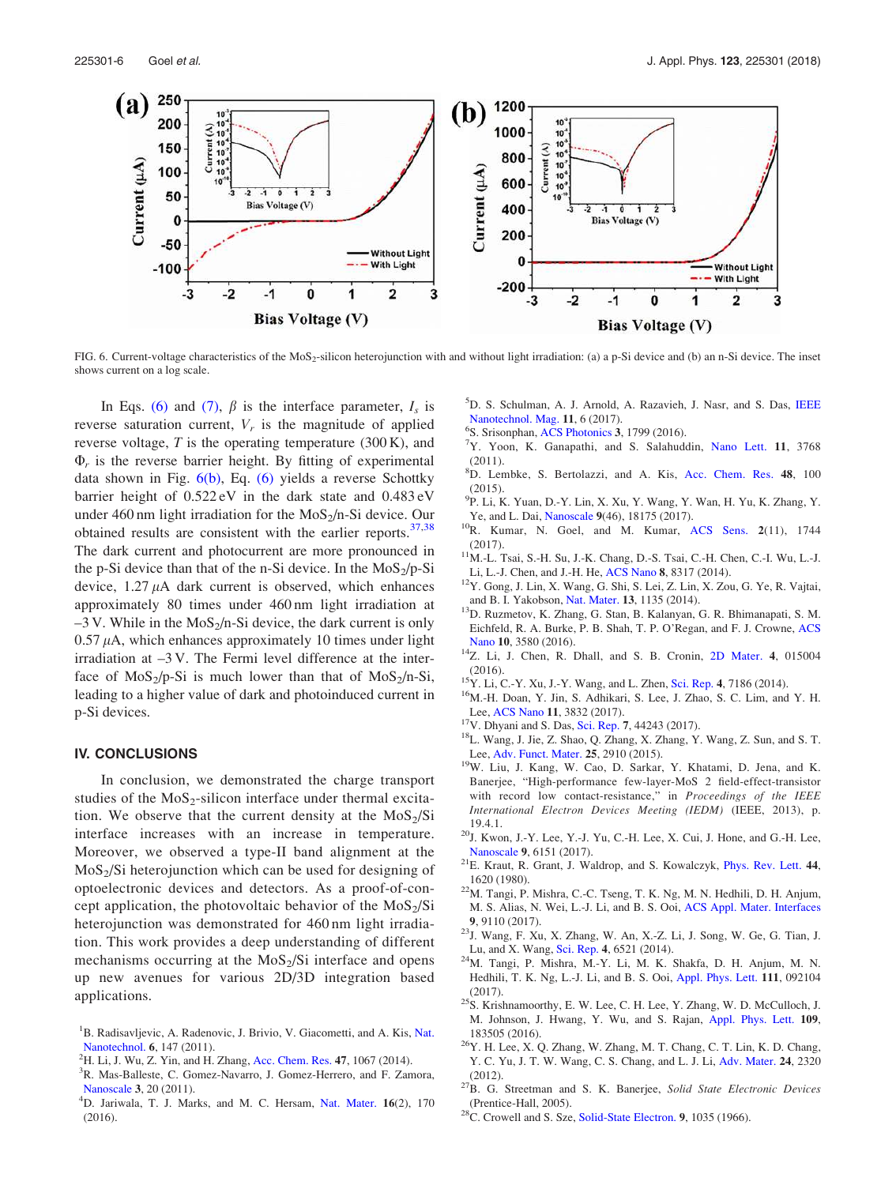FIG. 6. Current-voltage characteristics of the $MoS_2$-silicon heterojunction with and without light irradiation: (a) a p-Si device and (b) an n-Si device. The inset shows current on a log scale.

In Eqs. (6) and (7), $\beta$ is the interface parameter, $I_s$ is reverse saturation current, $V_r$ is the magnitude of applied reverse voltage, $T$ is the operating temperature (300 K), and $\Phi_r$ is the reverse barrier height. By fitting of experimental data shown in Fig. 6(b), Eq. (6) yields a reverse Schottky barrier height of 0.522 eV in the dark state and 0.483 eV under 460 nm light irradiation for the $MoS_2$/n-Si device. Our obtained results are consistent with the earlier reports.[37,38] The dark current and photocurrent are more pronounced in the p-Si device than that of the n-Si device. In the $MoS_2$/p-Si device, 1.27 $\mu$A dark current is observed, which enhances approximately 80 times under 460 nm light irradiation at –3 V. While in the $MoS_2$/n-Si device, the dark current is only 0.57 $\mu$A, which enhances approximately 10 times under light irradiation at –3 V. The Fermi level difference at the interface of $MoS_2$/p-Si is much lower than that of $MoS_2$/n-Si, leading to a higher value of dark and photoinduced current in p-Si devices.

## IV. CONCLUSIONS

In conclusion, we demonstrated the charge transport studies of the $MoS_2$-silicon interface under thermal excitation. We observe that the current density at the $MoS_2$/Si interface increases with an increase in temperature. Moreover, we observed a type-II band alignment at the $MoS_2$/Si heterojunction which can be used for designing of optoelectronic devices and detectors. As a proof-of-concept application, the photovoltaic behavior of the $MoS_2$/Si heterojunction was demonstrated for 460 nm light irradiation. This work provides a deep understanding of different mechanisms occurring at the $MoS_2$/Si interface and opens up new avenues for various 2D/3D integration based applications.

[1] B. Radisavljevic, A. Radenovic, J. Brivio, V. Giacometti, and A. Kis, Nat. Nanotechnol. 6, 147 (2011).
[2] H. Li, J. Wu, Z. Yin, and H. Zhang, Acc. Chem. Res. 47, 1067 (2014).
[3] R. Mas-Balleste, C. Gomez-Navarro, J. Gomez-Herrero, and F. Zamora, Nanoscale 3, 20 (2011).
[4] D. Jariwala, T. J. Marks, and M. C. Hersam, Nat. Mater. 16(2), 170 (2016).
[5] D. S. Schulman, A. J. Arnold, A. Razavieh, J. Nasr, and S. Das, IEEE Nanotechnol. Mag. 11, 6 (2017).
[6] S. Srisonphan, ACS Photonics 3, 1799 (2016).
[7] Y. Yoon, K. Ganapathi, and S. Salahuddin, Nano Lett. 11, 3768 (2011).
[8] D. Lembke, S. Bertolazzi, and A. Kis, Acc. Chem. Res. 48, 100 (2015).
[9] P. Li, K. Yuan, D.-Y. Lin, X. Xu, Y. Wang, Y. Wan, H. Yu, K. Zhang, Y. Ye, and L. Dai, Nanoscale 9(46), 18175 (2017).
[10] R. Kumar, N. Goel, and M. Kumar, ACS Sens. 2(11), 1744 (2017).
[11] M.-L. Tsai, S.-H. Su, J.-K. Chang, D.-S. Tsai, C.-H. Chen, C.-I. Wu, L.-J. Li, L.-J. Chen, and J.-H. He, ACS Nano 8, 8317 (2014).
[12] Y. Gong, J. Lin, X. Wang, G. Shi, S. Lei, Z. Lin, X. Zou, G. Ye, R. Vajtai, and B. I. Yakobson, Nat. Mater. 13, 1135 (2014).
[13] D. Ruzmetov, K. Zhang, G. Stan, B. Kalanyan, G. R. Bhimanapati, S. M. Eichfeld, R. A. Burke, P. B. Shah, T. P. O'Regan, and F. J. Crowne, ACS Nano 10, 3580 (2016).
[14] Z. Li, J. Chen, R. Dhall, and S. B. Cronin, 2D Mater. 4, 015004 (2016).
[15] Y. Li, C.-Y. Xu, J.-Y. Wang, and L. Zhen, Sci. Rep. 4, 7186 (2014).
[16] M.-H. Doan, Y. Jin, S. Adhikari, S. Lee, J. Zhao, S. C. Lim, and Y. H. Lee, ACS Nano 11, 3832 (2017).
[17] V. Dhyani and S. Das, Sci. Rep. 7, 44243 (2017).
[18] L. Wang, J. Jie, Z. Shao, Q. Zhang, X. Zhang, Y. Wang, Z. Sun, and S. T. Lee, Adv. Funct. Mater. 25, 2910 (2015).
[19] W. Liu, J. Kang, W. Cao, D. Sarkar, Y. Khatami, D. Jena, and K. Banerjee, "High-performance few-layer-MoS 2 field-effect-transistor with record low contact-resistance," in *Proceedings of the IEEE International Electron Devices Meeting (IEDM)* (IEEE, 2013), p. 19.4.1.
[20] J. Kwon, J.-Y. Lee, Y.-J. Yu, C.-H. Lee, X. Cui, J. Hone, and G.-H. Lee, Nanoscale 9, 6151 (2017).
[21] E. Kraut, R. Grant, J. Waldrop, and S. Kowalczyk, Phys. Rev. Lett. 44, 1620 (1980).
[22] M. Tangi, P. Mishra, C.-C. Tseng, T. K. Ng, M. N. Hedhili, D. H. Anjum, M. S. Alias, N. Wei, L.-J. Li, and B. S. Ooi, ACS Appl. Mater. Interfaces 9, 9110 (2017).
[23] J. Wang, F. Xu, X. Zhang, W. An, X.-Z. Li, J. Song, W. Ge, G. Tian, J. Lu, and X. Wang, Sci. Rep. 4, 6521 (2014).
[24] M. Tangi, P. Mishra, M.-Y. Li, M. K. Shakfa, D. H. Anjum, M. N. Hedhili, T. K. Ng, L.-J. Li, and B. S. Ooi, Appl. Phys. Lett. 111, 092104 (2017).
[25] S. Krishnamoorthy, E. W. Lee, C. H. Lee, Y. Zhang, W. D. McCulloch, J. M. Johnson, J. Hwang, Y. Wu, and S. Rajan, Appl. Phys. Lett. 109, 183505 (2016).
[26] Y. H. Lee, X. Q. Zhang, W. Zhang, M. T. Chang, C. T. Lin, K. D. Chang, Y. C. Yu, J. T. W. Wang, C. S. Chang, and L. J. Li, Adv. Mater. 24, 2320 (2012).
[27] B. G. Streetman and S. K. Banerjee, *Solid State Electronic Devices* (Prentice-Hall, 2005).
[28] C. Crowell and S. Sze, Solid-State Electron. 9, 1035 (1966).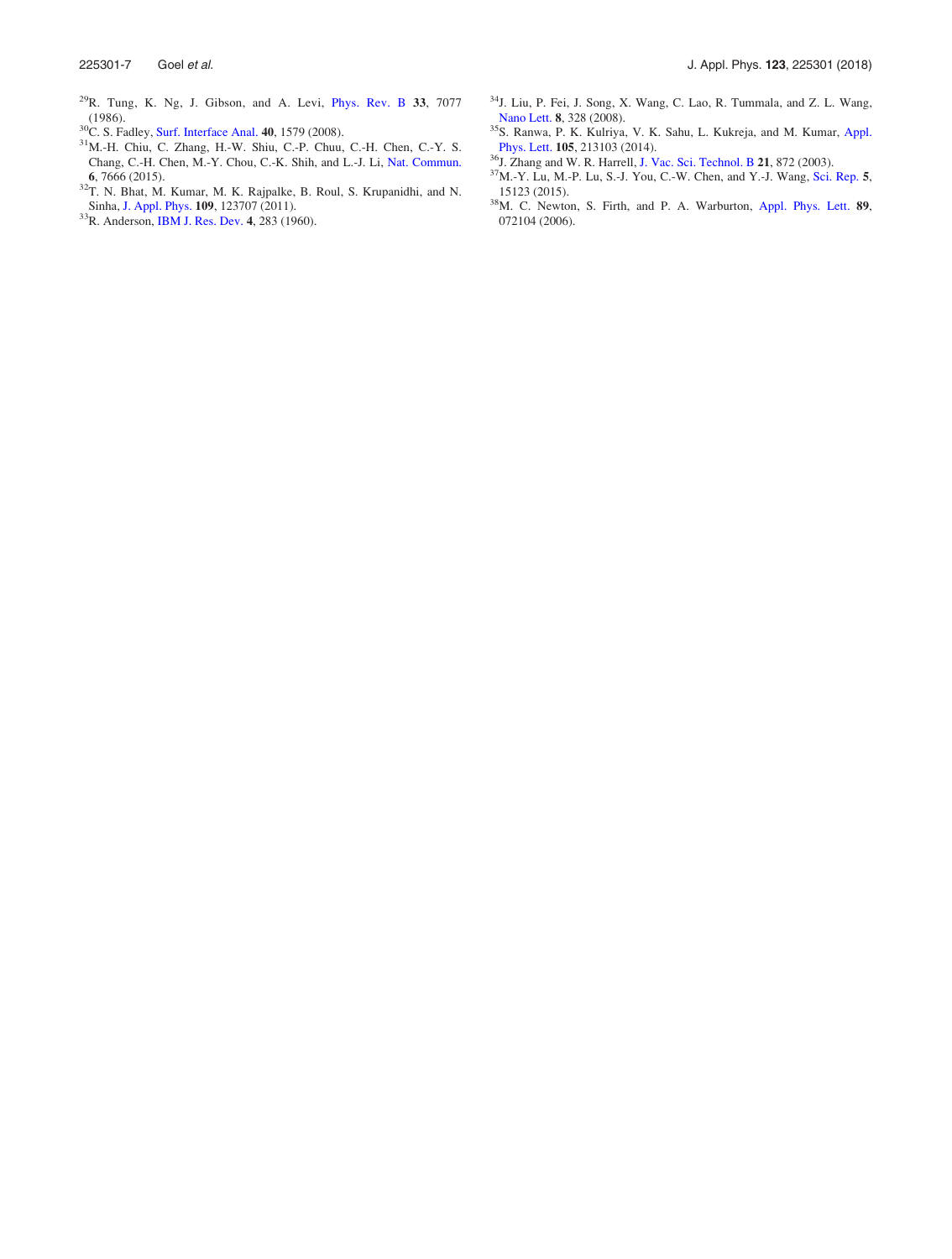[29] R. Tung, K. Ng, J. Gibson, and A. Levi, Phys. Rev. B **33**, 7077 (1986).

[30] C. S. Fadley, Surf. Interface Anal. **40**, 1579 (2008).

[31] M.-H. Chiu, C. Zhang, H.-W. Shiu, C.-P. Chuu, C.-H. Chen, C.-Y. S. Chang, C.-H. Chen, M.-Y. Chou, C.-K. Shih, and L.-J. Li, Nat. Commun. **6**, 7666 (2015).

[32] T. N. Bhat, M. Kumar, M. K. Rajpalke, B. Roul, S. Krupanidhi, and N. Sinha, J. Appl. Phys. **109**, 123707 (2011).

[33] R. Anderson, IBM J. Res. Dev. **4**, 283 (1960).

[34] J. Liu, P. Fei, J. Song, X. Wang, C. Lao, R. Tummala, and Z. L. Wang, Nano Lett. **8**, 328 (2008).

[35] S. Ranwa, P. K. Kulriya, V. K. Sahu, L. Kukreja, and M. Kumar, Appl. Phys. Lett. **105**, 213103 (2014).

[36] J. Zhang and W. R. Harrell, J. Vac. Sci. Technol. B **21**, 872 (2003).

[37] M.-Y. Lu, M.-P. Lu, S.-J. You, C.-W. Chen, and Y.-J. Wang, Sci. Rep. **5**, 15123 (2015).

[38] M. C. Newton, S. Firth, and P. A. Warburton, Appl. Phys. Lett. **89**, 072104 (2006).